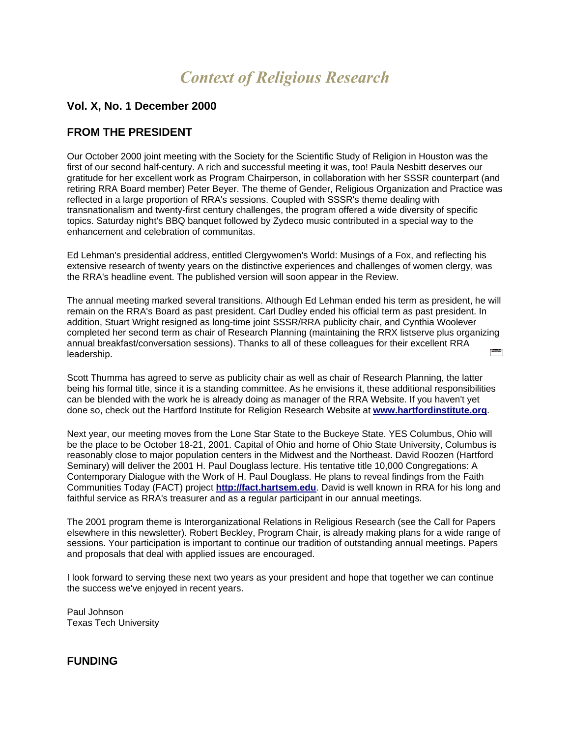# *Context of Religious Research*

## Vol. X, No. 1 December 2000

## FROM THE PRESIDENT

Our October 2000 joint meeting with the Society for the Scientific Study of Religion in Houston was the first of our second half-century. A rich and successful meeting it was, too! Paula Nesbitt deserves our gratitude for her excellent work as Program Chairperson, in collaboration with her SSSR counterpart (and retiring RRA Board member) Peter Beyer. The theme of Gender, Religious Organization and Practice was reflected in a large proportion of RRA's sessions. Coupled with SSSR's theme dealing with transnationalism and twenty-first century challenges, the program offered a wide diversity of specific topics. Saturday night's BBQ banquet followed by Zydeco music contributed in a special way to the enhancement and celebration of communitas.

Ed Lehman's presidential address, entitled Clergywomen's World: Musings of a Fox, and reflecting his extensive research of twenty years on the distinctive experiences and challenges of women clergy, was the RRA's headline event. The published version will soon appear in the Review.

The annual meeting marked several transitions. Although Ed Lehman ended his term as president, he will remain on the RRA's Board as past president. Carl Dudley ended his official term as past president. In addition, Stuart Wright resigned as long-time joint SSSR/RRA publicity chair, and Cynthia Woolever completed her second term as chair of Research Planning (maintaining the RRX listserve plus organizing annual breakfast/conversation sessions). Thanks to all of these colleagues for their excellent RRA leadership.

Scott Thumma has agreed to serve as publicity chair as well as chair of Research Planning, the latter being his formal title, since it is a standing committee. As he envisions it, these additional responsibilities can be blended with the work he is already doing as manager of the RRA Website. If you haven't yet done so, check out the Hartford Institute for Religion Research Website at **www.hartfordinstitute.org**.

Next year, our meeting moves from the Lone Star State to the Buckeye State. YES Columbus, Ohio will be the place to be October 18-21, 2001. Capital of Ohio and home of Ohio State University, Columbus is reasonably close to major population centers in the Midwest and the Northeast. David Roozen (Hartford Seminary) will deliver the 2001 H. Paul Douglass lecture. His tentative title 10,000 Congregations: A Contemporary Dialogue with the Work of H. Paul Douglass. He plans to reveal findings from the Faith Communities Today (FACT) project **http://fact.hartsem.edu**. David is well known in RRA for his long and faithful service as RRA's treasurer and as a regular participant in our annual meetings.

The 2001 program theme is Interorganizational Relations in Religious Research (see the Call for Papers elsewhere in this newsletter). Robert Beckley, Program Chair, is already making plans for a wide range of sessions. Your participation is important to continue our tradition of outstanding annual meetings. Papers and proposals that deal with applied issues are encouraged.

I look forward to serving these next two years as your president and hope that together we can continue the success we've enjoyed in recent years.

Paul Johnson
Texas Tech University

## FUNDING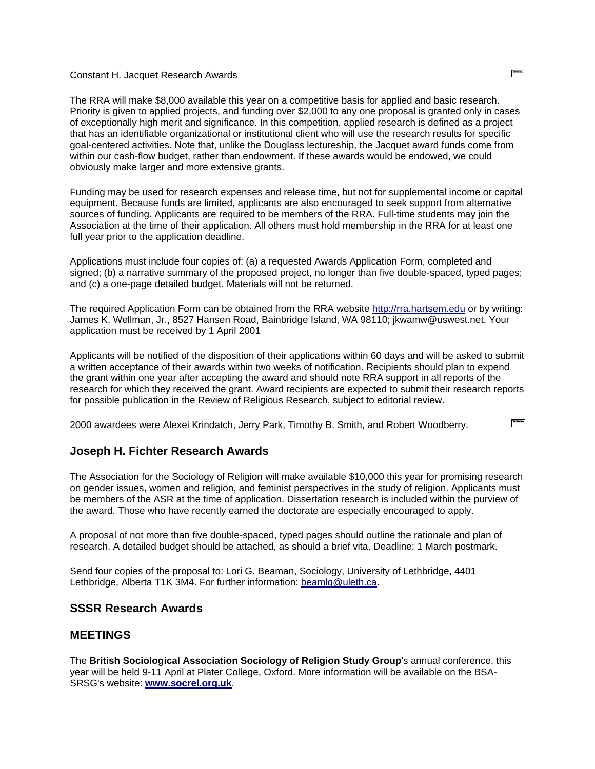Constant H. Jacquet Research Awards

The RRA will make $8,000 available this year on a competitive basis for applied and basic research. Priority is given to applied projects, and funding over $2,000 to any one proposal is granted only in cases of exceptionally high merit and significance. In this competition, applied research is defined as a project that has an identifiable organizational or institutional client who will use the research results for specific goal-centered activities. Note that, unlike the Douglass lectureship, the Jacquet award funds come from within our cash-flow budget, rather than endowment. If these awards would be endowed, we could obviously make larger and more extensive grants.

Funding may be used for research expenses and release time, but not for supplemental income or capital equipment. Because funds are limited, applicants are also encouraged to seek support from alternative sources of funding. Applicants are required to be members of the RRA. Full-time students may join the Association at the time of their application. All others must hold membership in the RRA for at least one full year prior to the application deadline.

Applications must include four copies of: (a) a requested Awards Application Form, completed and signed; (b) a narrative summary of the proposed project, no longer than five double-spaced, typed pages; and (c) a one-page detailed budget. Materials will not be returned.

The required Application Form can be obtained from the RRA website http://rra.hartsem.edu or by writing: James K. Wellman, Jr., 8527 Hansen Road, Bainbridge Island, WA 98110; jkwamw@uswest.net. Your application must be received by 1 April 2001

Applicants will be notified of the disposition of their applications within 60 days and will be asked to submit a written acceptance of their awards within two weeks of notification. Recipients should plan to expend the grant within one year after accepting the award and should note RRA support in all reports of the research for which they received the grant. Award recipients are expected to submit their research reports for possible publication in the Review of Religious Research, subject to editorial review.

2000 awardees were Alexei Krindatch, Jerry Park, Timothy B. Smith, and Robert Woodberry.

## Joseph H. Fichter Research Awards

The Association for the Sociology of Religion will make available $10,000 this year for promising research on gender issues, women and religion, and feminist perspectives in the study of religion. Applicants must be members of the ASR at the time of application. Dissertation research is included within the purview of the award. Those who have recently earned the doctorate are especially encouraged to apply.

A proposal of not more than five double-spaced, typed pages should outline the rationale and plan of research. A detailed budget should be attached, as should a brief vita. Deadline: 1 March postmark.

Send four copies of the proposal to: Lori G. Beaman, Sociology, University of Lethbridge, 4401 Lethbridge, Alberta T1K 3M4. For further information: beamlg@uleth.ca.

## SSSR Research Awards

## MEETINGS

The **British Sociological Association Sociology of Religion Study Group**'s annual conference, this year will be held 9-11 April at Plater College, Oxford. More information will be available on the BSA-SRSG's website: **www.socrel.org.uk**.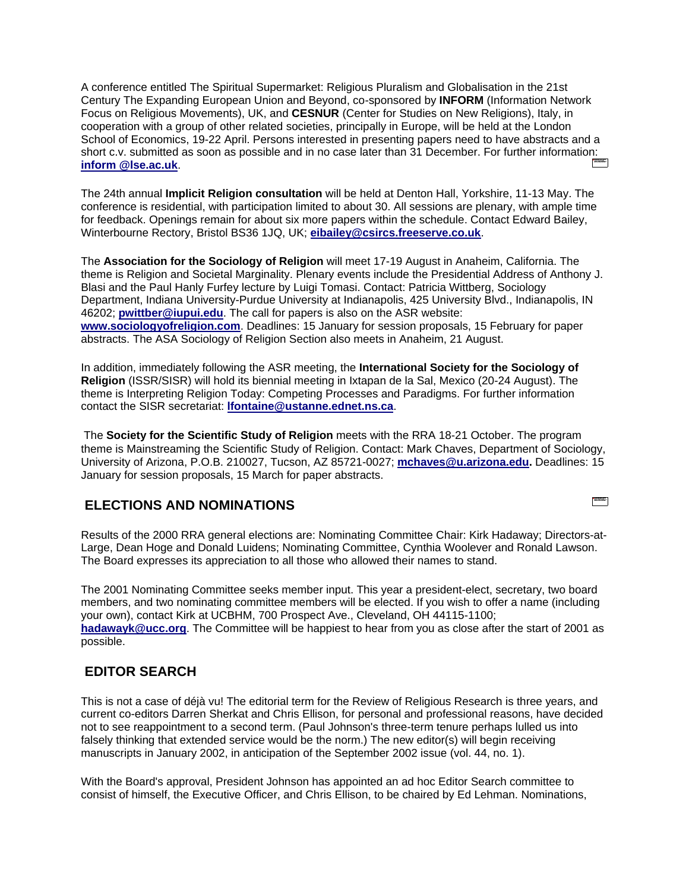A conference entitled The Spiritual Supermarket: Religious Pluralism and Globalisation in the 21st Century The Expanding European Union and Beyond, co-sponsored by **INFORM** (Information Network Focus on Religious Movements), UK, and **CESNUR** (Center for Studies on New Religions), Italy, in cooperation with a group of other related societies, principally in Europe, will be held at the London School of Economics, 19-22 April. Persons interested in presenting papers need to have abstracts and a short c.v. submitted as soon as possible and in no case later than 31 December. For further information: **inform @lse.ac.uk**.

The 24th annual **Implicit Religion consultation** will be held at Denton Hall, Yorkshire, 11-13 May. The conference is residential, with participation limited to about 30. All sessions are plenary, with ample time for feedback. Openings remain for about six more papers within the schedule. Contact Edward Bailey, Winterbourne Rectory, Bristol BS36 1JQ, UK; **eibailey@csircs.freeserve.co.uk**.

The **Association for the Sociology of Religion** will meet 17-19 August in Anaheim, California. The theme is Religion and Societal Marginality. Plenary events include the Presidential Address of Anthony J. Blasi and the Paul Hanly Furfey lecture by Luigi Tomasi. Contact: Patricia Wittberg, Sociology Department, Indiana University-Purdue University at Indianapolis, 425 University Blvd., Indianapolis, IN 46202; **pwittber@iupui.edu**. The call for papers is also on the ASR website: **www.sociologyofreligion.com**. Deadlines: 15 January for session proposals, 15 February for paper abstracts. The ASA Sociology of Religion Section also meets in Anaheim, 21 August.

In addition, immediately following the ASR meeting, the **International Society for the Sociology of Religion** (ISSR/SISR) will hold its biennial meeting in Ixtapan de la Sal, Mexico (20-24 August). The theme is Interpreting Religion Today: Competing Processes and Paradigms. For further information contact the SISR secretariat: **lfontaine@ustanne.ednet.ns.ca**.

The **Society for the Scientific Study of Religion** meets with the RRA 18-21 October. The program theme is Mainstreaming the Scientific Study of Religion. Contact: Mark Chaves, Department of Sociology, University of Arizona, P.O.B. 210027, Tucson, AZ 85721-0027; **mchaves@u.arizona.edu.** Deadlines: 15 January for session proposals, 15 March for paper abstracts.

## ELECTIONS AND NOMINATIONS

Results of the 2000 RRA general elections are: Nominating Committee Chair: Kirk Hadaway; Directors-at-Large, Dean Hoge and Donald Luidens; Nominating Committee, Cynthia Woolever and Ronald Lawson. The Board expresses its appreciation to all those who allowed their names to stand.

The 2001 Nominating Committee seeks member input. This year a president-elect, secretary, two board members, and two nominating committee members will be elected. If you wish to offer a name (including your own), contact Kirk at UCBHM, 700 Prospect Ave., Cleveland, OH 44115-1100; **hadawayk@ucc.org**. The Committee will be happiest to hear from you as close after the start of 2001 as possible.

## EDITOR SEARCH

This is not a case of déjà vu! The editorial term for the Review of Religious Research is three years, and current co-editors Darren Sherkat and Chris Ellison, for personal and professional reasons, have decided not to see reappointment to a second term. (Paul Johnson's three-term tenure perhaps lulled us into falsely thinking that extended service would be the norm.) The new editor(s) will begin receiving manuscripts in January 2002, in anticipation of the September 2002 issue (vol. 44, no. 1).

With the Board's approval, President Johnson has appointed an ad hoc Editor Search committee to consist of himself, the Executive Officer, and Chris Ellison, to be chaired by Ed Lehman. Nominations,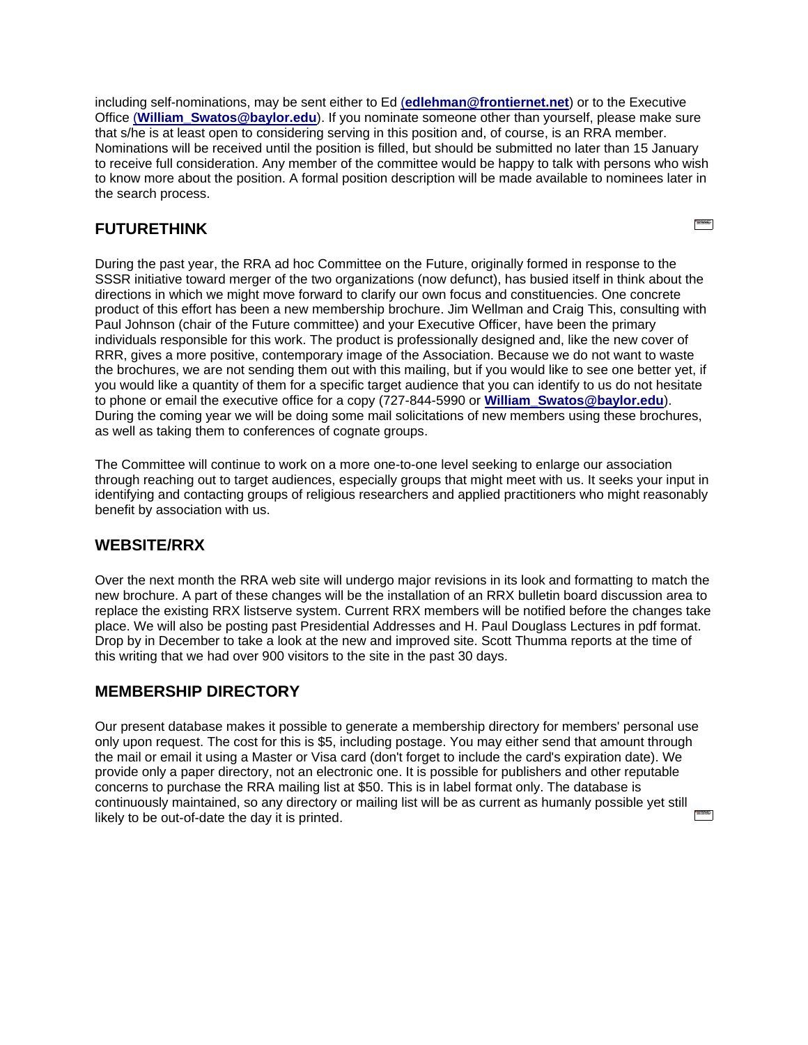including self-nominations, may be sent either to Ed (**edlehman@frontiernet.net**) or to the Executive Office (**William_Swatos@baylor.edu**). If you nominate someone other than yourself, please make sure that s/he is at least open to considering serving in this position and, of course, is an RRA member. Nominations will be received until the position is filled, but should be submitted no later than 15 January to receive full consideration. Any member of the committee would be happy to talk with persons who wish to know more about the position. A formal position description will be made available to nominees later in the search process.

## FUTURETHINK

During the past year, the RRA ad hoc Committee on the Future, originally formed in response to the SSSR initiative toward merger of the two organizations (now defunct), has busied itself in think about the directions in which we might move forward to clarify our own focus and constituencies. One concrete product of this effort has been a new membership brochure. Jim Wellman and Craig This, consulting with Paul Johnson (chair of the Future committee) and your Executive Officer, have been the primary individuals responsible for this work. The product is professionally designed and, like the new cover of RRR, gives a more positive, contemporary image of the Association. Because we do not want to waste the brochures, we are not sending them out with this mailing, but if you would like to see one better yet, if you would like a quantity of them for a specific target audience that you can identify to us do not hesitate to phone or email the executive office for a copy (727-844-5990 or **William_Swatos@baylor.edu**). During the coming year we will be doing some mail solicitations of new members using these brochures, as well as taking them to conferences of cognate groups.

The Committee will continue to work on a more one-to-one level seeking to enlarge our association through reaching out to target audiences, especially groups that might meet with us. It seeks your input in identifying and contacting groups of religious researchers and applied practitioners who might reasonably benefit by association with us.

## WEBSITE/RRX

Over the next month the RRA web site will undergo major revisions in its look and formatting to match the new brochure. A part of these changes will be the installation of an RRX bulletin board discussion area to replace the existing RRX listserve system. Current RRX members will be notified before the changes take place. We will also be posting past Presidential Addresses and H. Paul Douglass Lectures in pdf format. Drop by in December to take a look at the new and improved site. Scott Thumma reports at the time of this writing that we had over 900 visitors to the site in the past 30 days.

## MEMBERSHIP DIRECTORY

Our present database makes it possible to generate a membership directory for members' personal use only upon request. The cost for this is $5, including postage. You may either send that amount through the mail or email it using a Master or Visa card (don't forget to include the card's expiration date). We provide only a paper directory, not an electronic one. It is possible for publishers and other reputable concerns to purchase the RRA mailing list at $50. This is in label format only. The database is continuously maintained, so any directory or mailing list will be as current as humanly possible yet still likely to be out-of-date the day it is printed.